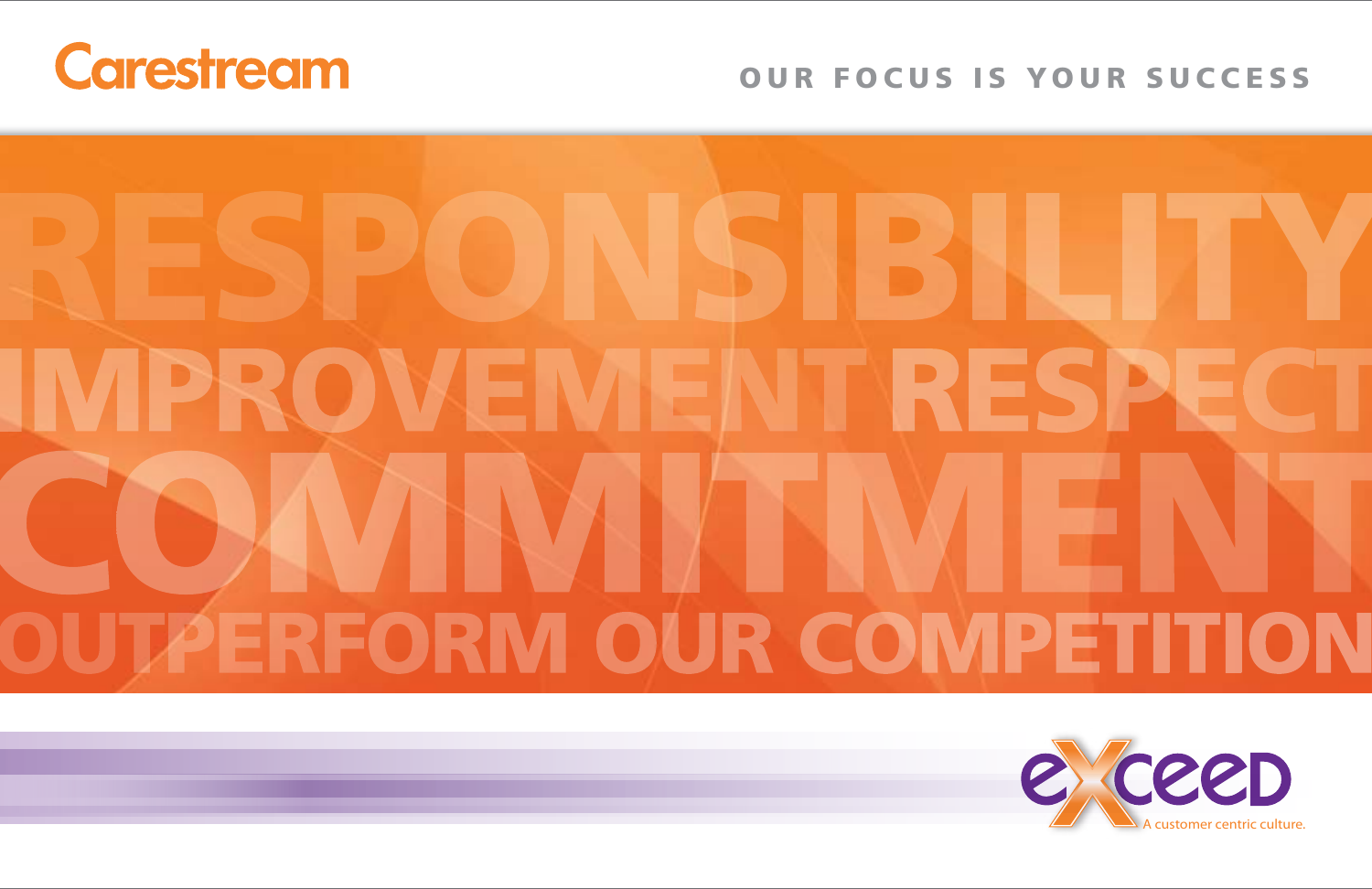Carestream

OUR FOCUS IS YOUR SUCCESS

# RESPONSIBILITY
# IMPROVEMENT RESPECT
# COMMITMENT
# OUTPERFORM OUR COMPETITION

eXceed

A customer centric culture.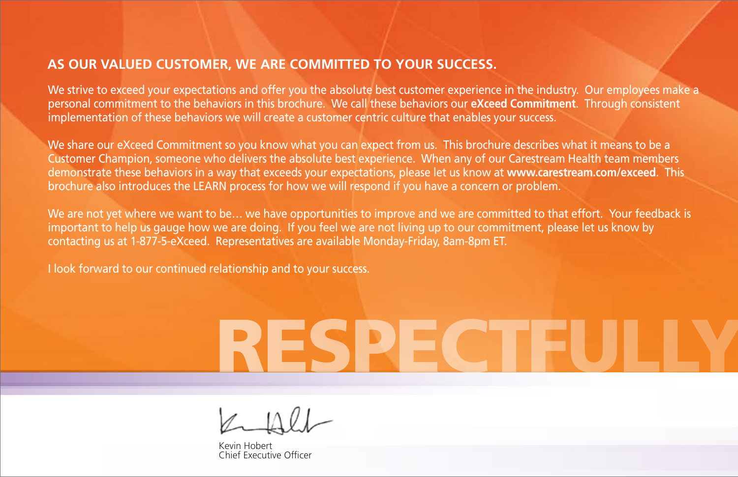## AS OUR VALUED CUSTOMER, WE ARE COMMITTED TO YOUR SUCCESS.

We strive to exceed your expectations and offer you the absolute best customer experience in the industry. Our employees make a personal commitment to the behaviors in this brochure. We call these behaviors our **eXceed Commitment**. Through consistent implementation of these behaviors we will create a customer centric culture that enables your success.

We share our eXceed Commitment so you know what you can expect from us. This brochure describes what it means to be a Customer Champion, someone who delivers the absolute best experience. When any of our Carestream Health team members demonstrate these behaviors in a way that exceeds your expectations, please let us know at **www.carestream.com/exceed**. This brochure also introduces the LEARN process for how we will respond if you have a concern or problem.

We are not yet where we want to be… we have opportunities to improve and we are committed to that effort. Your feedback is important to help us gauge how we are doing. If you feel we are not living up to our commitment, please let us know by contacting us at 1-877-5-eXceed. Representatives are available Monday-Friday, 8am-8pm ET.

I look forward to our continued relationship and to your success.

RESPECTFULLY

Kevin Hobert
Chief Executive Officer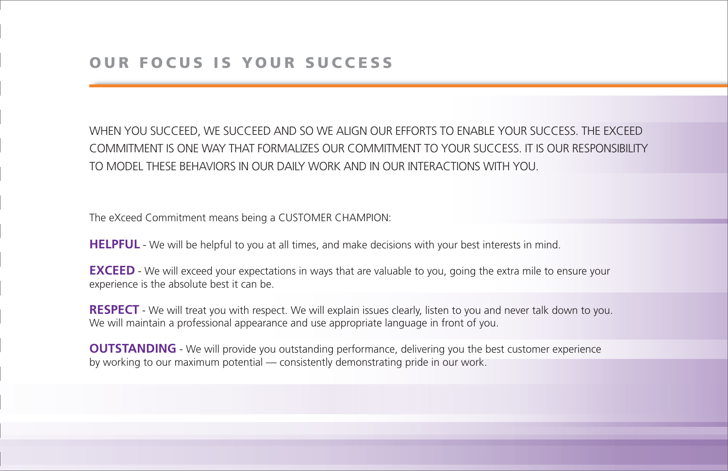# OUR FOCUS IS YOUR SUCCESS

WHEN YOU SUCCEED, WE SUCCEED AND SO WE ALIGN OUR EFFORTS TO ENABLE YOUR SUCCESS. THE EXCEED COMMITMENT IS ONE WAY THAT FORMALIZES OUR COMMITMENT TO YOUR SUCCESS. IT IS OUR RESPONSIBILITY TO MODEL THESE BEHAVIORS IN OUR DAILY WORK AND IN OUR INTERACTIONS WITH YOU.

The eXceed Commitment means being a CUSTOMER CHAMPION:

**HELPFUL** - We will be helpful to you at all times, and make decisions with your best interests in mind.

**EXCEED** - We will exceed your expectations in ways that are valuable to you, going the extra mile to ensure your experience is the absolute best it can be.

**RESPECT** - We will treat you with respect. We will explain issues clearly, listen to you and never talk down to you. We will maintain a professional appearance and use appropriate language in front of you.

**OUTSTANDING** - We will provide you outstanding performance, delivering you the best customer experience by working to our maximum potential — consistently demonstrating pride in our work.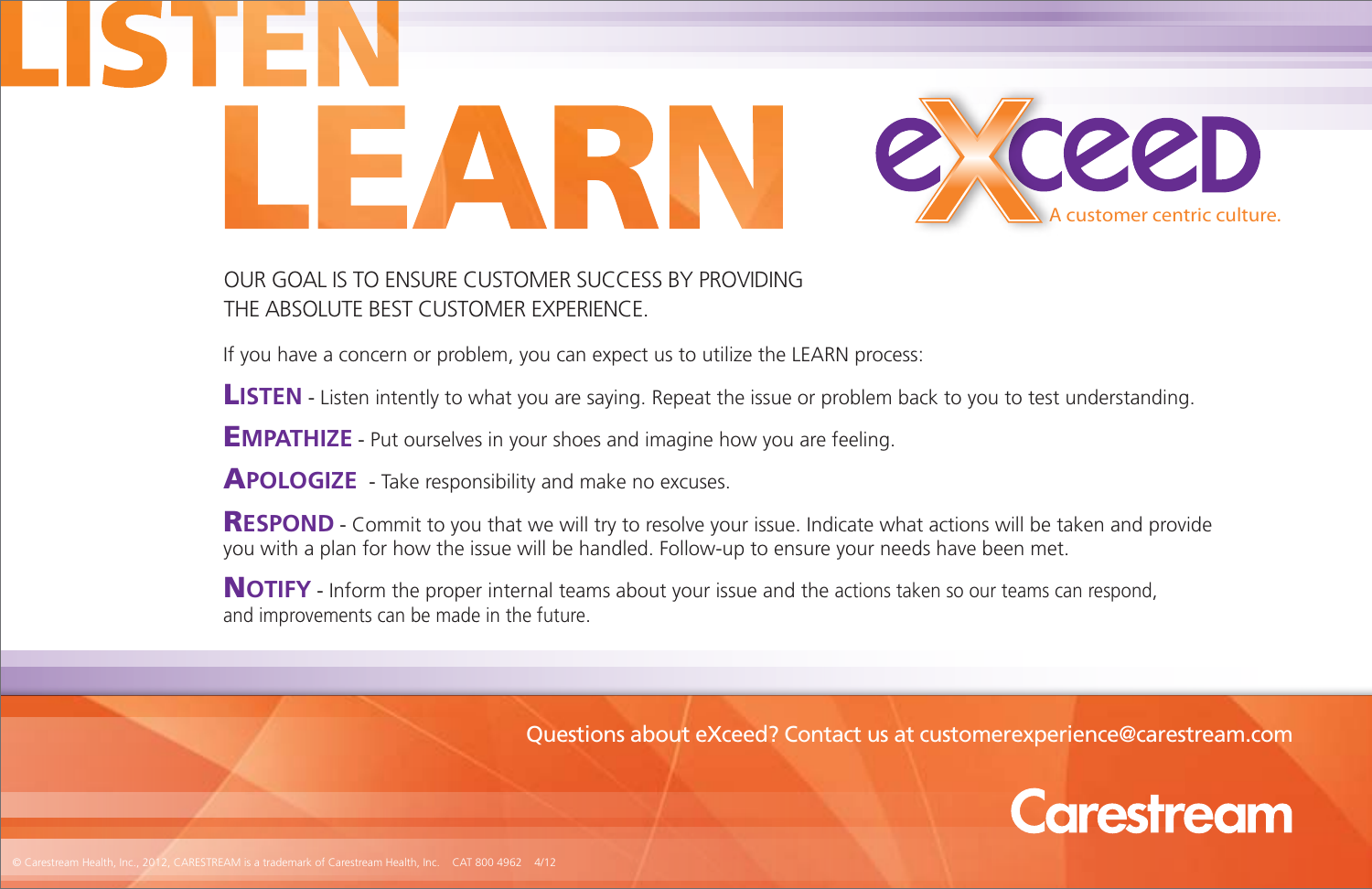# LISTEN LEARN

eXceed
A customer centric culture.

OUR GOAL IS TO ENSURE CUSTOMER SUCCESS BY PROVIDING THE ABSOLUTE BEST CUSTOMER EXPERIENCE.

If you have a concern or problem, you can expect us to utilize the LEARN process:

**LISTEN** - Listen intently to what you are saying. Repeat the issue or problem back to you to test understanding.

**EMPATHIZE** - Put ourselves in your shoes and imagine how you are feeling.

**APOLOGIZE** - Take responsibility and make no excuses.

**RESPOND** - Commit to you that we will try to resolve your issue. Indicate what actions will be taken and provide you with a plan for how the issue will be handled. Follow-up to ensure your needs have been met.

**NOTIFY** - Inform the proper internal teams about your issue and the actions taken so our teams can respond, and improvements can be made in the future.

Questions about eXceed? Contact us at customerexperience@carestream.com

Carestream

© Carestream Health, Inc., 2012, CARESTREAM is a trademark of Carestream Health, Inc. CAT 800 4962 4/12